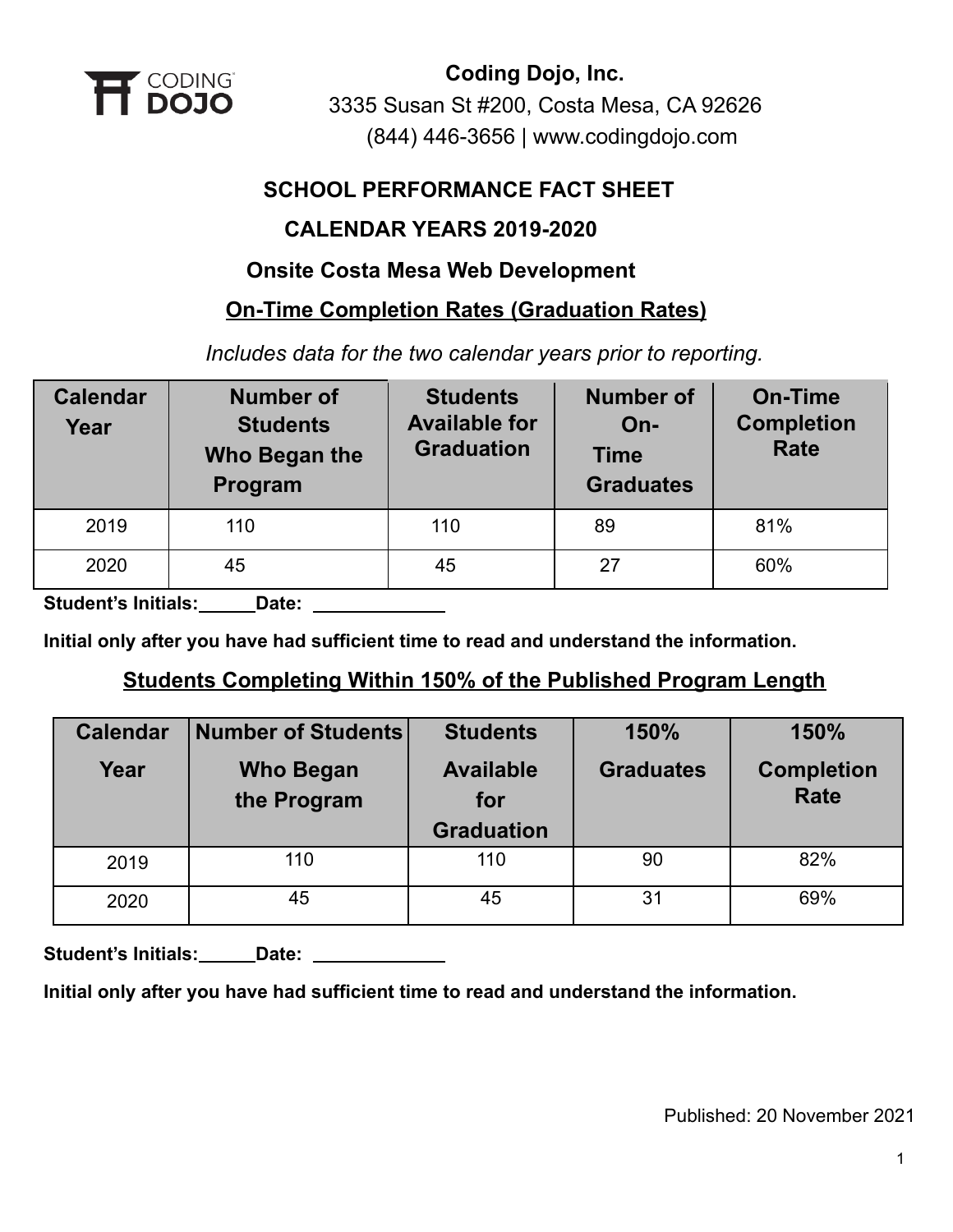**Coding Dojo, Inc.**

3335 Susan St #200, Costa Mesa, CA 92626

(844) 446-3656 | www.codingdojo.com

## SCHOOL PERFORMANCE FACT SHEET

## CALENDAR YEARS 2019-2020

## Onsite Costa Mesa Web Development

### On-Time Completion Rates (Graduation Rates)

*Includes data for the two calendar years prior to reporting.*

| Calendar Year | Number of Students Who Began the Program | Students Available for Graduation | Number of On-Time Graduates | On-Time Completion Rate |
|---|---|---|---|---|
| 2019 | 110 | 110 | 89 | 81% |
| 2020 | 45 | 45 | 27 | 60% |

**Student's Initials:\_\_\_\_\_\_Date: \_\_\_\_\_\_\_\_\_\_\_\_\_\_**

**Initial only after you have had sufficient time to read and understand the information.**

### Students Completing Within 150% of the Published Program Length

| Calendar Year | Number of Students Who Began the Program | Students Available for Graduation | 150% Graduates | 150% Completion Rate |
|---|---|---|---|---|
| 2019 | 110 | 110 | 90 | 82% |
| 2020 | 45 | 45 | 31 | 69% |

**Student's Initials:\_\_\_\_\_\_Date: \_\_\_\_\_\_\_\_\_\_\_\_\_\_**

**Initial only after you have had sufficient time to read and understand the information.**

Published: 20 November 2021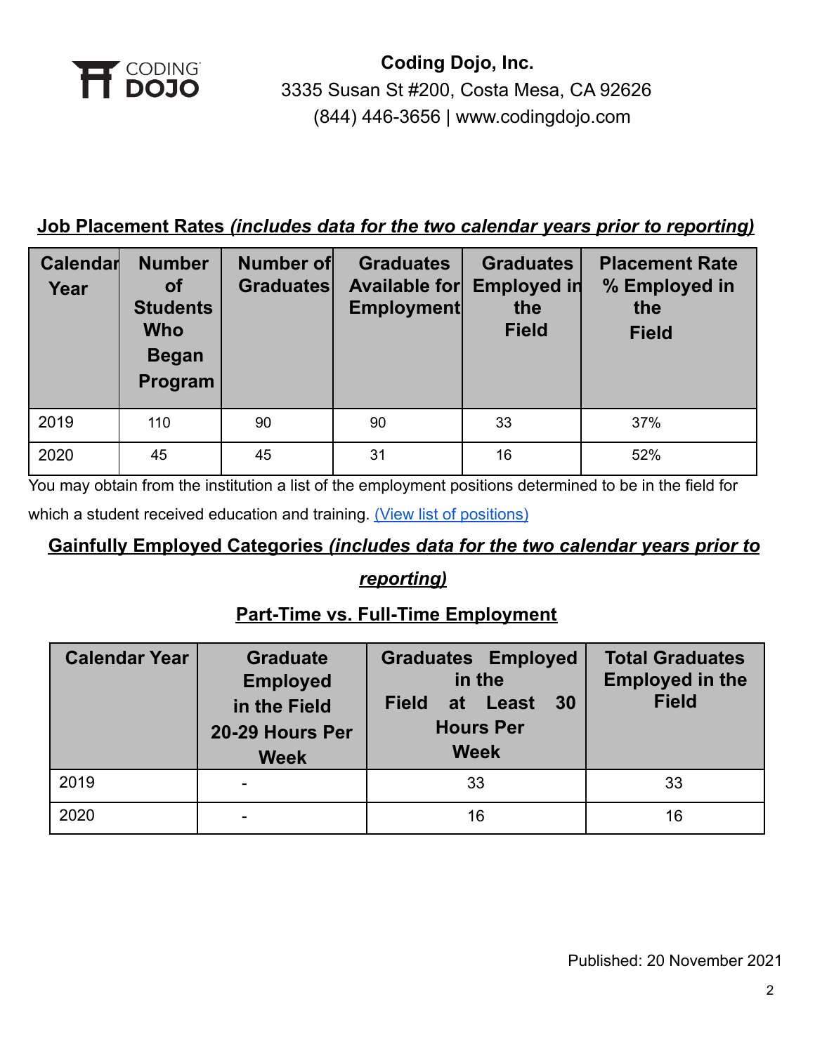**Coding Dojo, Inc.**
3335 Susan St #200, Costa Mesa, CA 92626
(844) 446-3656 | www.codingdojo.com

## Job Placement Rates *(includes data for the two calendar years prior to reporting)*

| Calendar Year | Number of Students Who Began Program | Number of Graduates | Graduates Available for Employment | Graduates Employed in the Field | Placement Rate % Employed in the Field |
|---|---|---|---|---|---|
| 2019 | 110 | 90 | 90 | 33 | 37% |
| 2020 | 45 | 45 | 31 | 16 | 52% |

You may obtain from the institution a list of the employment positions determined to be in the field for which a student received education and training. [(View list of positions)]

## Gainfully Employed Categories *(includes data for the two calendar years prior to reporting)*

### Part-Time vs. Full-Time Employment

| Calendar Year | Graduate Employed in the Field 20-29 Hours Per Week | Graduates Employed in the Field at Least 30 Hours Per Week | Total Graduates Employed in the Field |
|---|---|---|---|
| 2019 | - | 33 | 33 |
| 2020 | - | 16 | 16 |

Published: 20 November 2021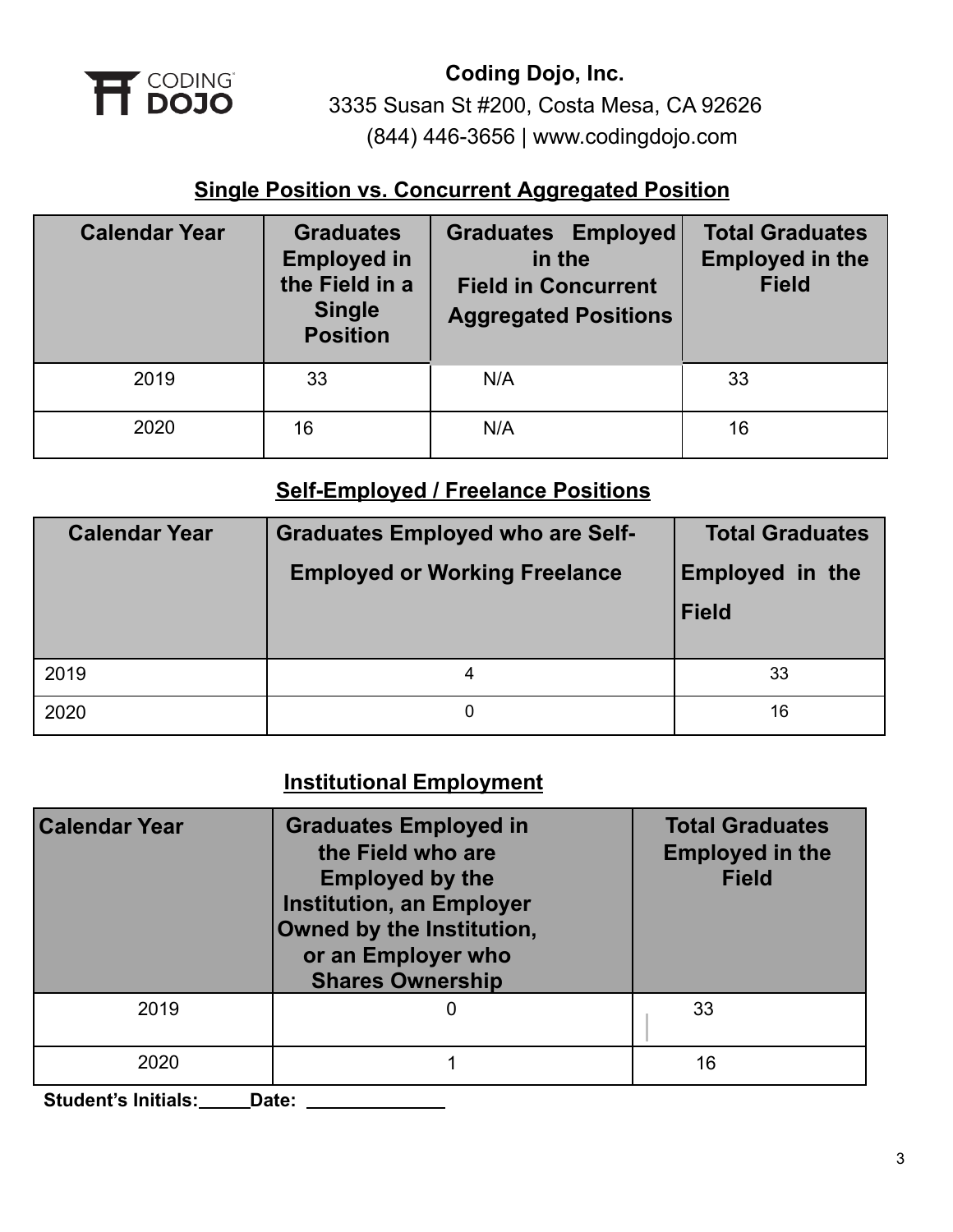**Coding Dojo, Inc.**
3335 Susan St #200, Costa Mesa, CA 92626
(844) 446-3656 | www.codingdojo.com

## Single Position vs. Concurrent Aggregated Position

| Calendar Year | Graduates Employed in the Field in a Single Position | Graduates Employed in the Field in Concurrent Aggregated Positions | Total Graduates Employed in the Field |
|---|---|---|---|
| 2019 | 33 | N/A | 33 |
| 2020 | 16 | N/A | 16 |

## Self-Employed / Freelance Positions

| Calendar Year | Graduates Employed who are Self-Employed or Working Freelance | Total Graduates Employed in the Field |
|---|---|---|
| 2019 | 4 | 33 |
| 2020 | 0 | 16 |

## Institutional Employment

| Calendar Year | Graduates Employed in the Field who are Employed by the Institution, an Employer Owned by the Institution, or an Employer who Shares Ownership | Total Graduates Employed in the Field |
|---|---|---|
| 2019 | 0 | 33 |
| 2020 | 1 | 16 |

**Student's Initials:\_\_\_\_\_Date: \_\_\_\_\_\_\_\_\_\_\_\_\_\_**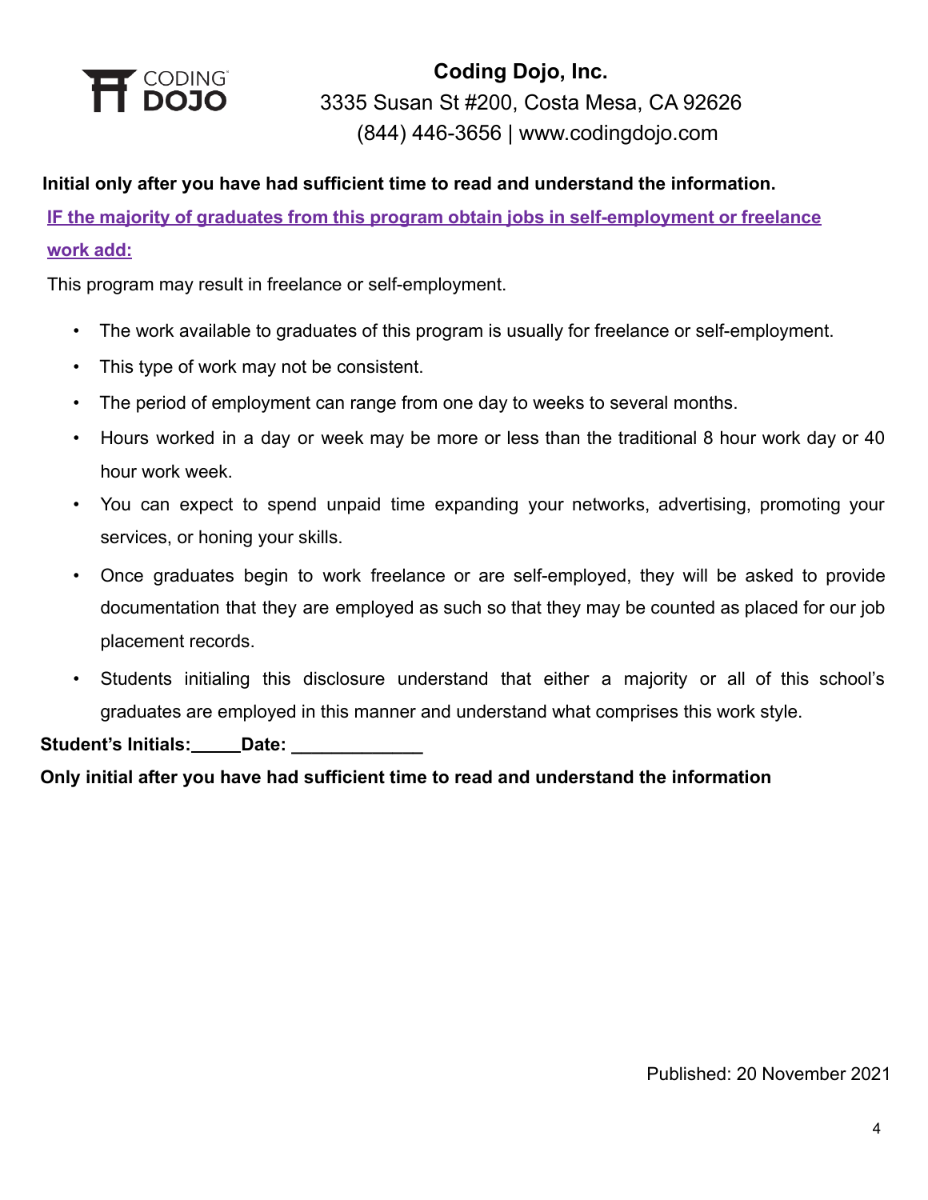**Coding Dojo, Inc.**
3335 Susan St #200, Costa Mesa, CA 92626
(844) 446-3656 | www.codingdojo.com

**Initial only after you have had sufficient time to read and understand the information.**

**IF the majority of graduates from this program obtain jobs in self-employment or freelance work add:**

This program may result in freelance or self-employment.

- The work available to graduates of this program is usually for freelance or self-employment.
- This type of work may not be consistent.
- The period of employment can range from one day to weeks to several months.
- Hours worked in a day or week may be more or less than the traditional 8 hour work day or 40 hour work week.
- You can expect to spend unpaid time expanding your networks, advertising, promoting your services, or honing your skills.
- Once graduates begin to work freelance or are self-employed, they will be asked to provide documentation that they are employed as such so that they may be counted as placed for our job placement records.
- Students initialing this disclosure understand that either a majority or all of this school's graduates are employed in this manner and understand what comprises this work style.

**Student's Initials:_____Date: _____________**

**Only initial after you have had sufficient time to read and understand the information**

Published: 20 November 2021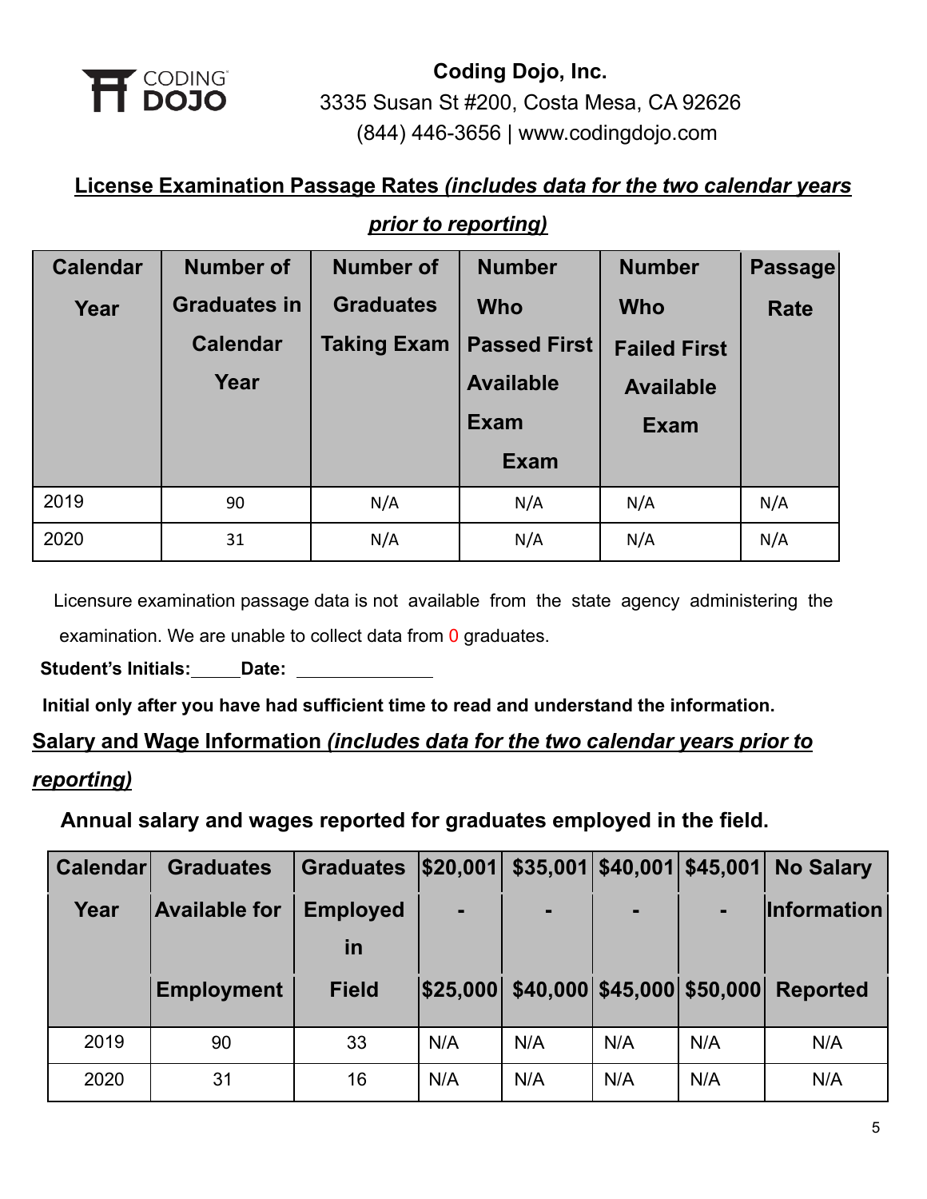**Coding Dojo, Inc.**
3335 Susan St #200, Costa Mesa, CA 92626
(844) 446-3656 | www.codingdojo.com

**License Examination Passage Rates *(includes data for the two calendar years prior to reporting)***

| Calendar Year | Number of Graduates in Calendar Year | Number of Graduates Taking Exam | Number Who Passed First Available Exam Exam | Number Who Failed First Available Exam | Passage Rate |
|---|---|---|---|---|---|
| 2019 | 90 | N/A | N/A | N/A | N/A |
| 2020 | 31 | N/A | N/A | N/A | N/A |

Licensure examination passage data is not available from the state agency administering the examination. We are unable to collect data from 0 graduates.

**Student's Initials:_____ Date: ______________**

**Initial only after you have had sufficient time to read and understand the information.**

**Salary and Wage Information *(includes data for the two calendar years prior to reporting)***

**Annual salary and wages reported for graduates employed in the field.**

| Calendar Year | Graduates Available for Employment | Graduates Employed in Field | $20,001 - $25,000 | $35,001 - $40,000 | $40,001 - $45,000 | $45,001 - $50,000 | No Salary Information Reported |
|---|---|---|---|---|---|---|---|
| 2019 | 90 | 33 | N/A | N/A | N/A | N/A | N/A |
| 2020 | 31 | 16 | N/A | N/A | N/A | N/A | N/A |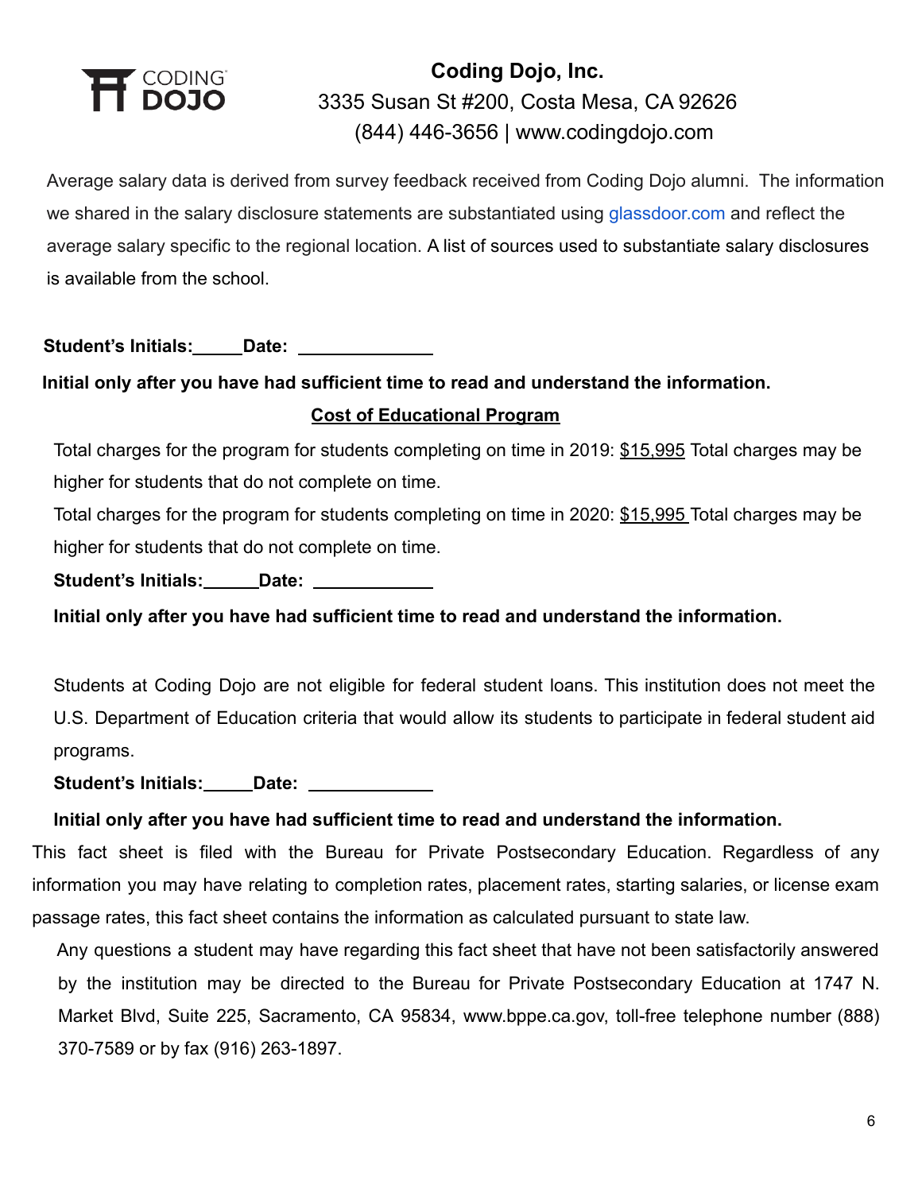**Coding Dojo, Inc.**
3335 Susan St #200, Costa Mesa, CA 92626
(844) 446-3656 | www.codingdojo.com

Average salary data is derived from survey feedback received from Coding Dojo alumni. The information we shared in the salary disclosure statements are substantiated using glassdoor.com and reflect the average salary specific to the regional location. A list of sources used to substantiate salary disclosures is available from the school.

**Student's Initials:\_\_\_\_\_Date: \_\_\_\_\_\_\_\_\_\_\_\_\_\_**

**Initial only after you have had sufficient time to read and understand the information.**

**Cost of Educational Program**

Total charges for the program for students completing on time in 2019: $15,995 Total charges may be higher for students that do not complete on time.

Total charges for the program for students completing on time in 2020: $15,995 Total charges may be higher for students that do not complete on time.

**Student's Initials:\_\_\_\_\_\_Date: \_\_\_\_\_\_\_\_\_\_\_\_\_**

**Initial only after you have had sufficient time to read and understand the information.**

Students at Coding Dojo are not eligible for federal student loans. This institution does not meet the U.S. Department of Education criteria that would allow its students to participate in federal student aid programs.

**Student's Initials:\_\_\_\_\_Date: \_\_\_\_\_\_\_\_\_\_\_\_\_**

**Initial only after you have had sufficient time to read and understand the information.**

This fact sheet is filed with the Bureau for Private Postsecondary Education. Regardless of any information you may have relating to completion rates, placement rates, starting salaries, or license exam passage rates, this fact sheet contains the information as calculated pursuant to state law.

Any questions a student may have regarding this fact sheet that have not been satisfactorily answered by the institution may be directed to the Bureau for Private Postsecondary Education at 1747 N. Market Blvd, Suite 225, Sacramento, CA 95834, www.bppe.ca.gov, toll-free telephone number (888) 370-7589 or by fax (916) 263-1897.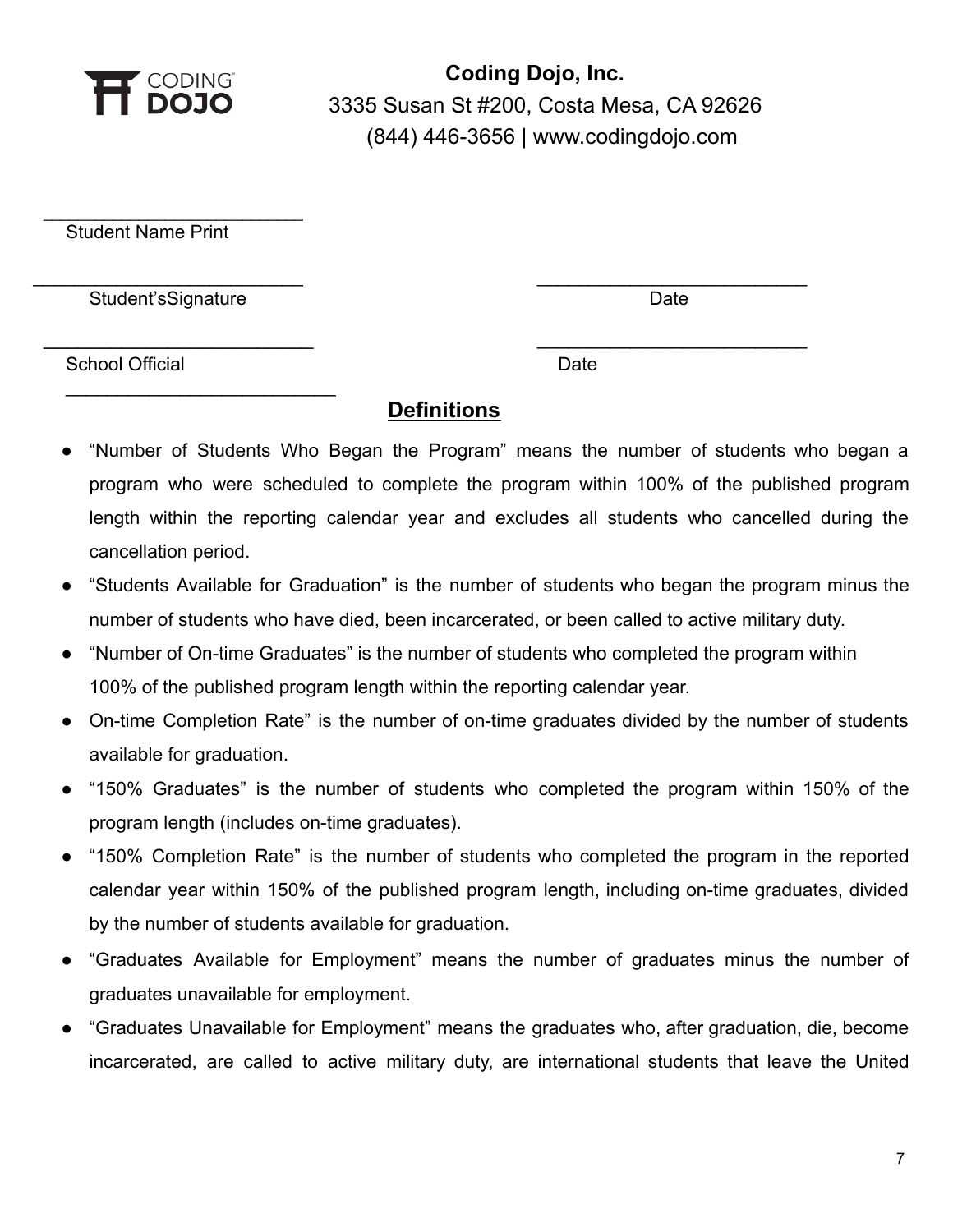**Coding Dojo, Inc.**
3335 Susan St #200, Costa Mesa, CA 92626
(844) 446-3656 | www.codingdojo.com

___________________________
Student Name Print

___________________________ ___________________________
Student'sSignature Date

___________________________ ___________________________
School Official Date

___________________________

## Definitions

- "Number of Students Who Began the Program" means the number of students who began a program who were scheduled to complete the program within 100% of the published program length within the reporting calendar year and excludes all students who cancelled during the cancellation period.
- "Students Available for Graduation" is the number of students who began the program minus the number of students who have died, been incarcerated, or been called to active military duty.
- "Number of On-time Graduates" is the number of students who completed the program within 100% of the published program length within the reporting calendar year.
- On-time Completion Rate" is the number of on-time graduates divided by the number of students available for graduation.
- "150% Graduates" is the number of students who completed the program within 150% of the program length (includes on-time graduates).
- "150% Completion Rate" is the number of students who completed the program in the reported calendar year within 150% of the published program length, including on-time graduates, divided by the number of students available for graduation.
- "Graduates Available for Employment" means the number of graduates minus the number of graduates unavailable for employment.
- "Graduates Unavailable for Employment" means the graduates who, after graduation, die, become incarcerated, are called to active military duty, are international students that leave the United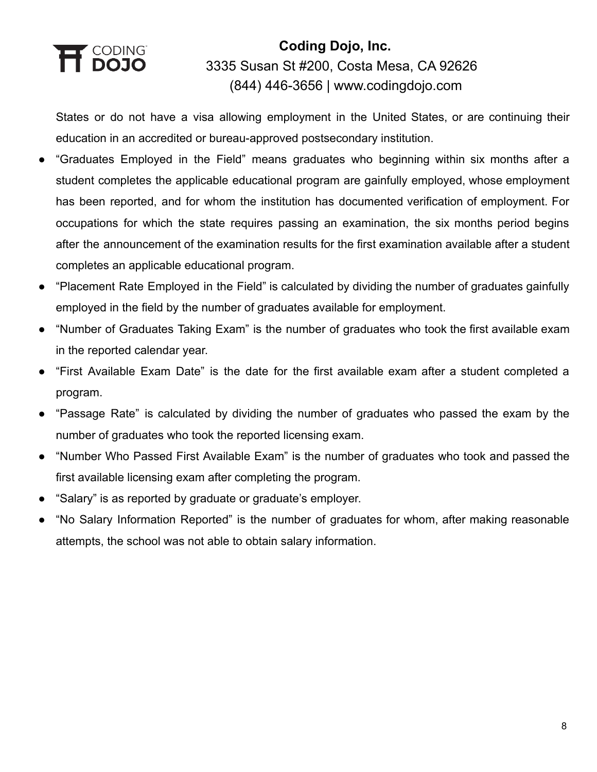States or do not have a visa allowing employment in the United States, or are continuing their education in an accredited or bureau-approved postsecondary institution.

- "Graduates Employed in the Field" means graduates who beginning within six months after a student completes the applicable educational program are gainfully employed, whose employment has been reported, and for whom the institution has documented verification of employment. For occupations for which the state requires passing an examination, the six months period begins after the announcement of the examination results for the first examination available after a student completes an applicable educational program.
- "Placement Rate Employed in the Field" is calculated by dividing the number of graduates gainfully employed in the field by the number of graduates available for employment.
- "Number of Graduates Taking Exam" is the number of graduates who took the first available exam in the reported calendar year.
- "First Available Exam Date" is the date for the first available exam after a student completed a program.
- "Passage Rate" is calculated by dividing the number of graduates who passed the exam by the number of graduates who took the reported licensing exam.
- "Number Who Passed First Available Exam" is the number of graduates who took and passed the first available licensing exam after completing the program.
- "Salary" is as reported by graduate or graduate's employer.
- "No Salary Information Reported" is the number of graduates for whom, after making reasonable attempts, the school was not able to obtain salary information.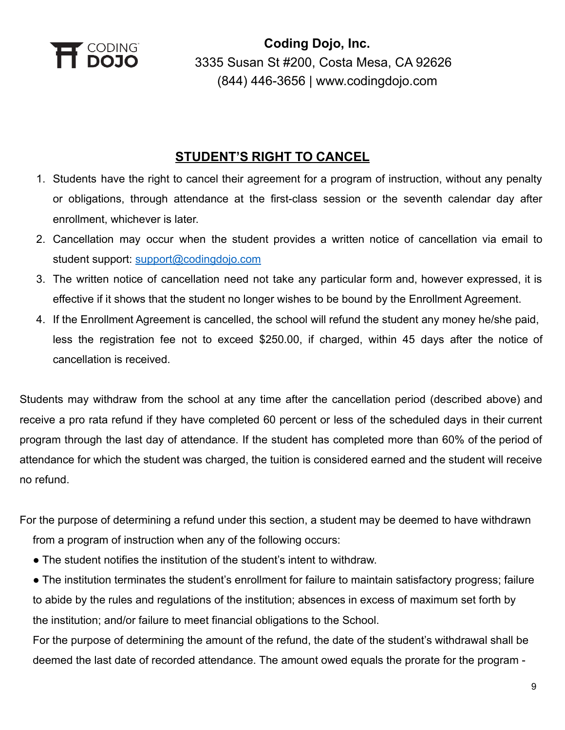**Coding Dojo, Inc.**
3335 Susan St #200, Costa Mesa, CA 92626
(844) 446-3656 | www.codingdojo.com

## STUDENT'S RIGHT TO CANCEL

1. Students have the right to cancel their agreement for a program of instruction, without any penalty or obligations, through attendance at the first-class session or the seventh calendar day after enrollment, whichever is later.
2. Cancellation may occur when the student provides a written notice of cancellation via email to student support: support@codingdojo.com
3. The written notice of cancellation need not take any particular form and, however expressed, it is effective if it shows that the student no longer wishes to be bound by the Enrollment Agreement.
4. If the Enrollment Agreement is cancelled, the school will refund the student any money he/she paid, less the registration fee not to exceed $250.00, if charged, within 45 days after the notice of cancellation is received.

Students may withdraw from the school at any time after the cancellation period (described above) and receive a pro rata refund if they have completed 60 percent or less of the scheduled days in their current program through the last day of attendance. If the student has completed more than 60% of the period of attendance for which the student was charged, the tuition is considered earned and the student will receive no refund.

For the purpose of determining a refund under this section, a student may be deemed to have withdrawn from a program of instruction when any of the following occurs:

- The student notifies the institution of the student's intent to withdraw.
- The institution terminates the student's enrollment for failure to maintain satisfactory progress; failure to abide by the rules and regulations of the institution; absences in excess of maximum set forth by the institution; and/or failure to meet financial obligations to the School.

For the purpose of determining the amount of the refund, the date of the student's withdrawal shall be deemed the last date of recorded attendance. The amount owed equals the prorate for the program -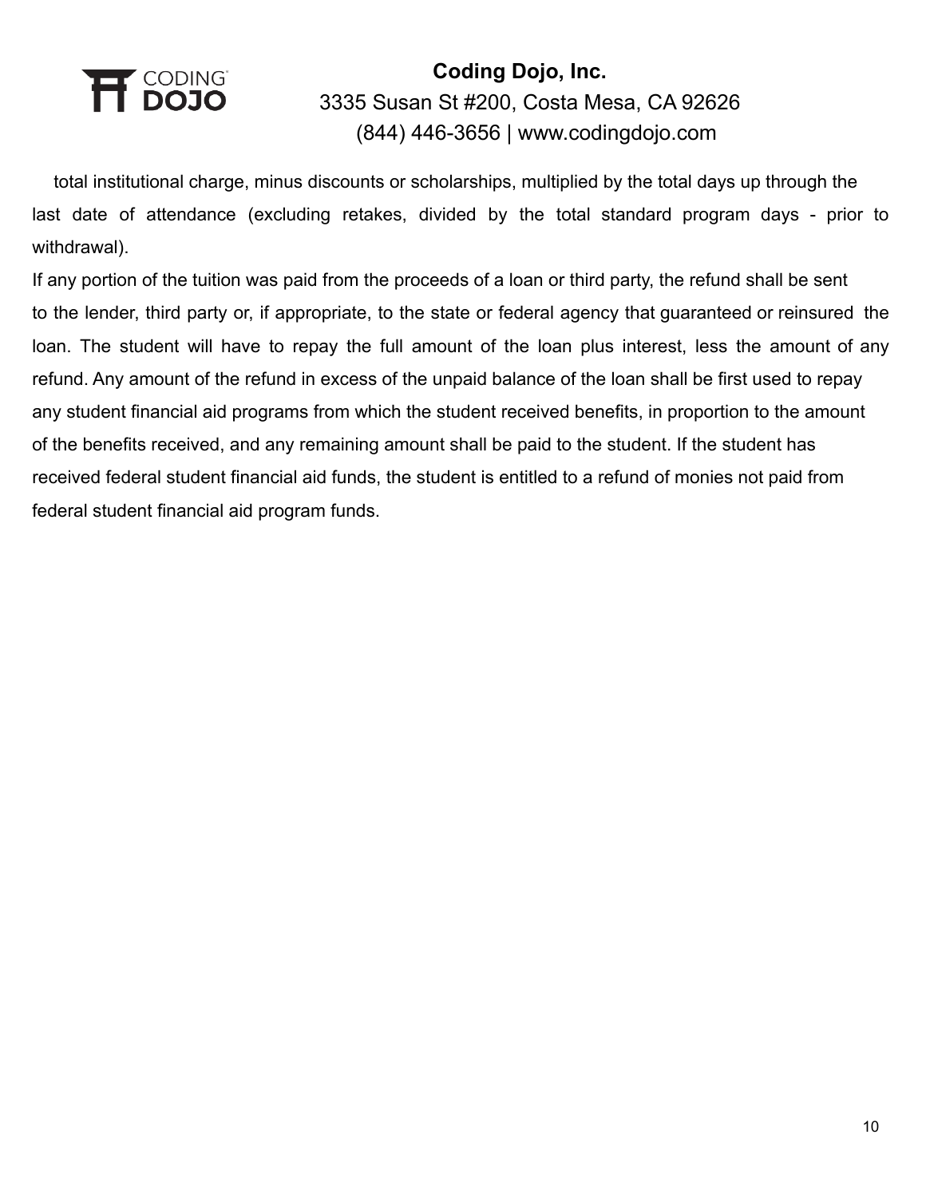total institutional charge, minus discounts or scholarships, multiplied by the total days up through the last date of attendance (excluding retakes, divided by the total standard program days - prior to withdrawal).

If any portion of the tuition was paid from the proceeds of a loan or third party, the refund shall be sent to the lender, third party or, if appropriate, to the state or federal agency that guaranteed or reinsured the loan. The student will have to repay the full amount of the loan plus interest, less the amount of any refund. Any amount of the refund in excess of the unpaid balance of the loan shall be first used to repay any student financial aid programs from which the student received benefits, in proportion to the amount of the benefits received, and any remaining amount shall be paid to the student. If the student has received federal student financial aid funds, the student is entitled to a refund of monies not paid from federal student financial aid program funds.